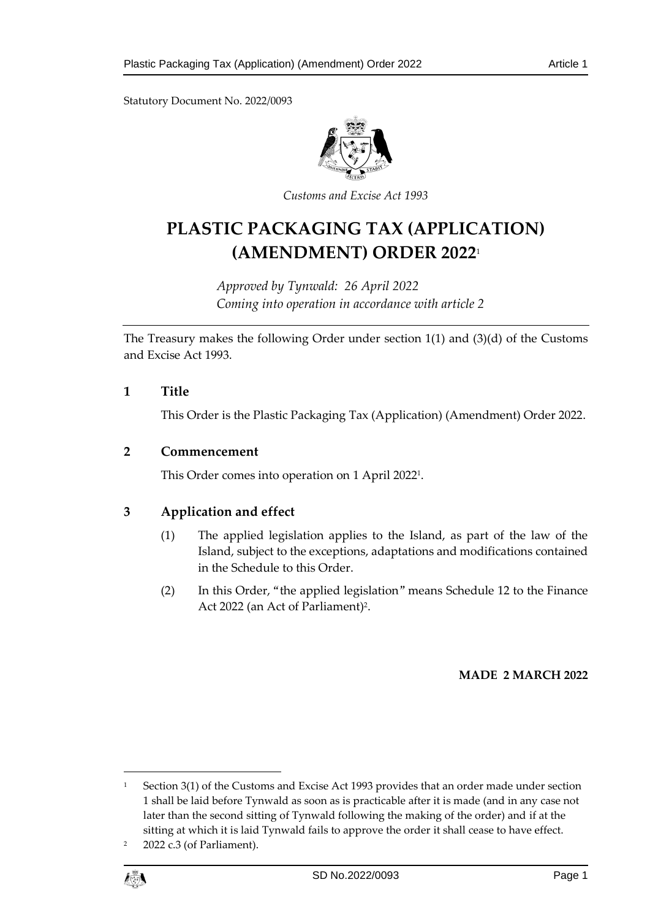Statutory Document No. 2022/0093

*Customs and Excise Act 1993*

# PLASTIC PACKAGING TAX (APPLICATION) (AMENDMENT) ORDER 2022[1]

*Approved by Tynwald: 26 April 2022*
*Coming into operation in accordance with article 2*

The Treasury makes the following Order under section 1(1) and (3)(d) of the Customs and Excise Act 1993.

## 1 Title

This Order is the Plastic Packaging Tax (Application) (Amendment) Order 2022.

## 2 Commencement

This Order comes into operation on 1 April 2022[1].

## 3 Application and effect

(1) The applied legislation applies to the Island, as part of the law of the Island, subject to the exceptions, adaptations and modifications contained in the Schedule to this Order.

(2) In this Order, "the applied legislation" means Schedule 12 to the Finance Act 2022 (an Act of Parliament)[2].

**MADE 2 MARCH 2022**

---

[1] Section 3(1) of the Customs and Excise Act 1993 provides that an order made under section 1 shall be laid before Tynwald as soon as is practicable after it is made (and in any case not later than the second sitting of Tynwald following the making of the order) and if at the sitting at which it is laid Tynwald fails to approve the order it shall cease to have effect.

[2] 2022 c.3 (of Parliament).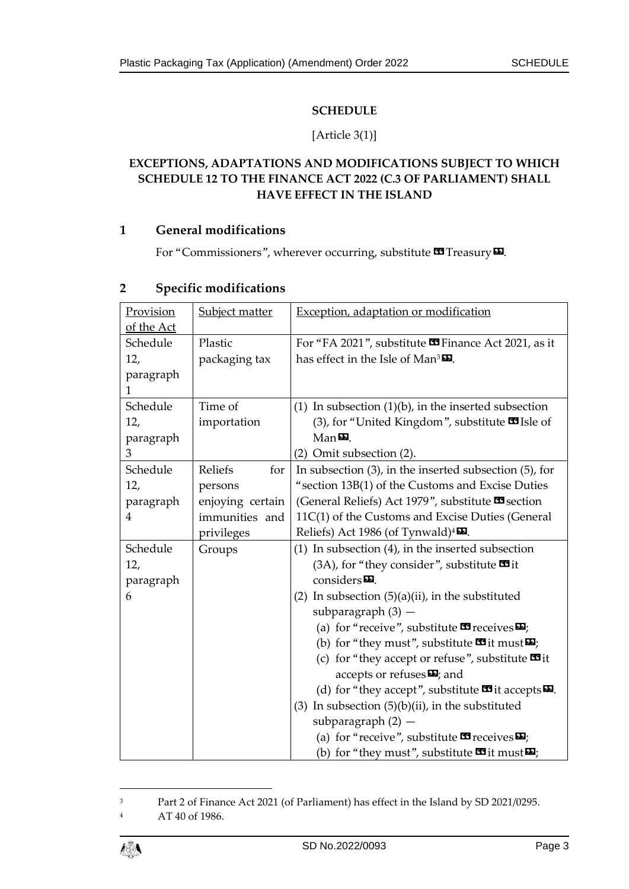## SCHEDULE

[Article 3(1)]

**EXCEPTIONS, ADAPTATIONS AND MODIFICATIONS SUBJECT TO WHICH SCHEDULE 12 TO THE FINANCE ACT 2022 (C.3 OF PARLIAMENT) SHALL HAVE EFFECT IN THE ISLAND**

### 1 General modifications

For "Commissioners", wherever occurring, substitute «Treasury».

### 2 Specific modifications

| Provision of the Act | Subject matter | Exception, adaptation or modification |
|---|---|---|
| Schedule 12, paragraph 1 | Plastic packaging tax | For "FA 2021", substitute «Finance Act 2021, as it has effect in the Isle of Man[3]». |
| Schedule 12, paragraph 3 | Time of importation | (1) In subsection (1)(b), in the inserted subsection (3), for "United Kingdom", substitute «Isle of Man».<br>(2) Omit subsection (2). |
| Schedule 12, paragraph 4 | Reliefs for persons enjoying certain immunities and privileges | In subsection (3), in the inserted subsection (5), for "section 13B(1) of the Customs and Excise Duties (General Reliefs) Act 1979", substitute «section 11C(1) of the Customs and Excise Duties (General Reliefs) Act 1986 (of Tynwald)[4]». |
| Schedule 12, paragraph 6 | Groups | (1) In subsection (4), in the inserted subsection (3A), for "they consider", substitute «it considers».<br>(2) In subsection (5)(a)(ii), in the substituted subparagraph (3) —<br>(a) for "receive", substitute «receives»;<br>(b) for "they must", substitute «it must»;<br>(c) for "they accept or refuse", substitute «it accepts or refuses»; and<br>(d) for "they accept", substitute «it accepts».<br>(3) In subsection (5)(b)(ii), in the substituted subparagraph (2) —<br>(a) for "receive", substitute «receives»;<br>(b) for "they must", substitute «it must»; |

[3] Part 2 of Finance Act 2021 (of Parliament) has effect in the Island by SD 2021/0295.

[4] AT 40 of 1986.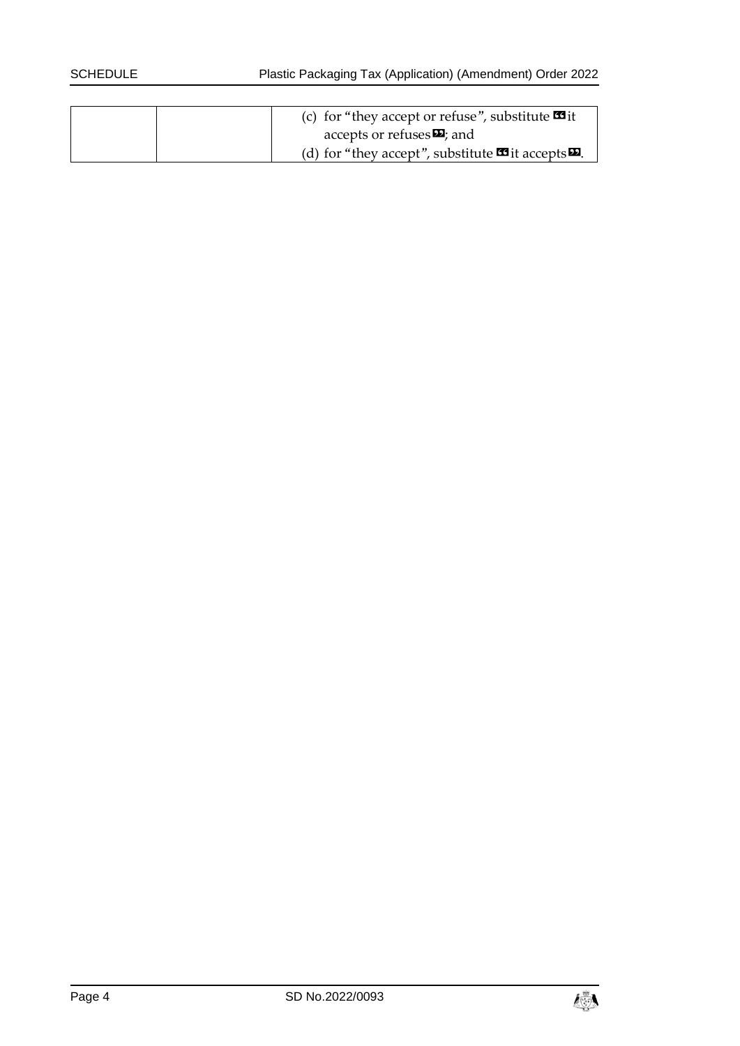| | | (c) for "they accept or refuse", substitute «it accepts or refuses»; and<br>(d) for "they accept", substitute «it accepts». |
|---|---|---|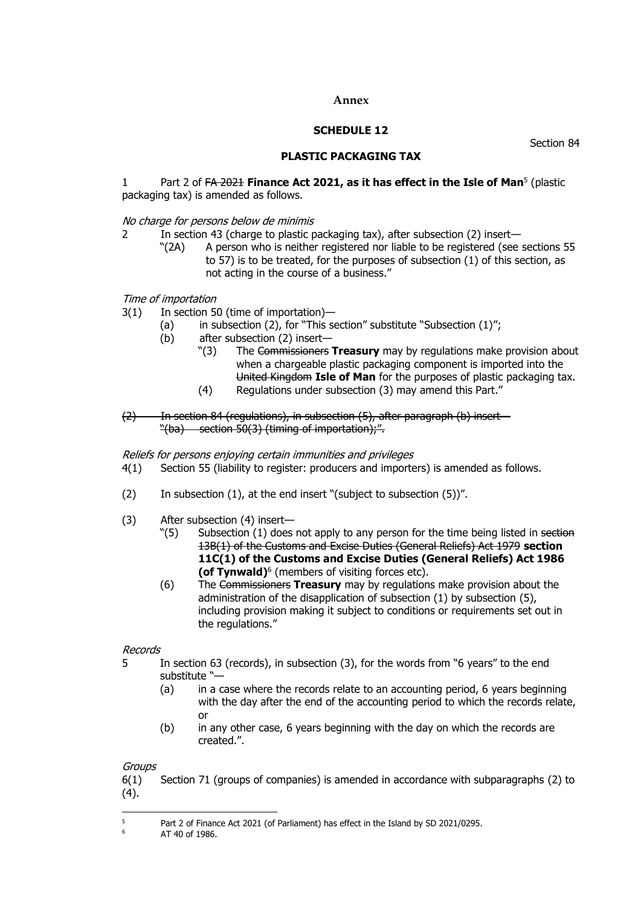## Annex

### SCHEDULE 12

Section 84

### PLASTIC PACKAGING TAX

1 Part 2 of ~~FA 2021~~ **Finance Act 2021, as it has effect in the Isle of Man**[5] (plastic packaging tax) is amended as follows.

*No charge for persons below de minimis*

2 In section 43 (charge to plastic packaging tax), after subsection (2) insert—

"(2A) A person who is neither registered nor liable to be registered (see sections 55 to 57) is to be treated, for the purposes of subsection (1) of this section, as not acting in the course of a business."

*Time of importation*

3(1) In section 50 (time of importation)—

(a) in subsection (2), for "This section" substitute "Subsection (1)";

(b) after subsection (2) insert—

"(3) The ~~Commissioners~~ **Treasury** may by regulations make provision about when a chargeable plastic packaging component is imported into the ~~United Kingdom~~ **Isle of Man** for the purposes of plastic packaging tax.

(4) Regulations under subsection (3) may amend this Part."

~~(2) In section 84 (regulations), in subsection (5), after paragraph (b) insert— "(ba) section 50(3) (timing of importation);".~~

*Reliefs for persons enjoying certain immunities and privileges*

4(1) Section 55 (liability to register: producers and importers) is amended as follows.

(2) In subsection (1), at the end insert "(subject to subsection (5))".

(3) After subsection (4) insert—

"(5) Subsection (1) does not apply to any person for the time being listed in ~~section 13B(1) of the Customs and Excise Duties (General Reliefs) Act 1979~~ **section 11C(1) of the Customs and Excise Duties (General Reliefs) Act 1986 (of Tynwald)**[6] (members of visiting forces etc).

(6) The ~~Commissioners~~ **Treasury** may by regulations make provision about the administration of the disapplication of subsection (1) by subsection (5), including provision making it subject to conditions or requirements set out in the regulations."

*Records*

5 In section 63 (records), in subsection (3), for the words from "6 years" to the end substitute "—

(a) in a case where the records relate to an accounting period, 6 years beginning with the day after the end of the accounting period to which the records relate, or

(b) in any other case, 6 years beginning with the day on which the records are created.".

*Groups*

6(1) Section 71 (groups of companies) is amended in accordance with subparagraphs (2) to (4).

---

[5] Part 2 of Finance Act 2021 (of Parliament) has effect in the Island by SD 2021/0295.

[6] AT 40 of 1986.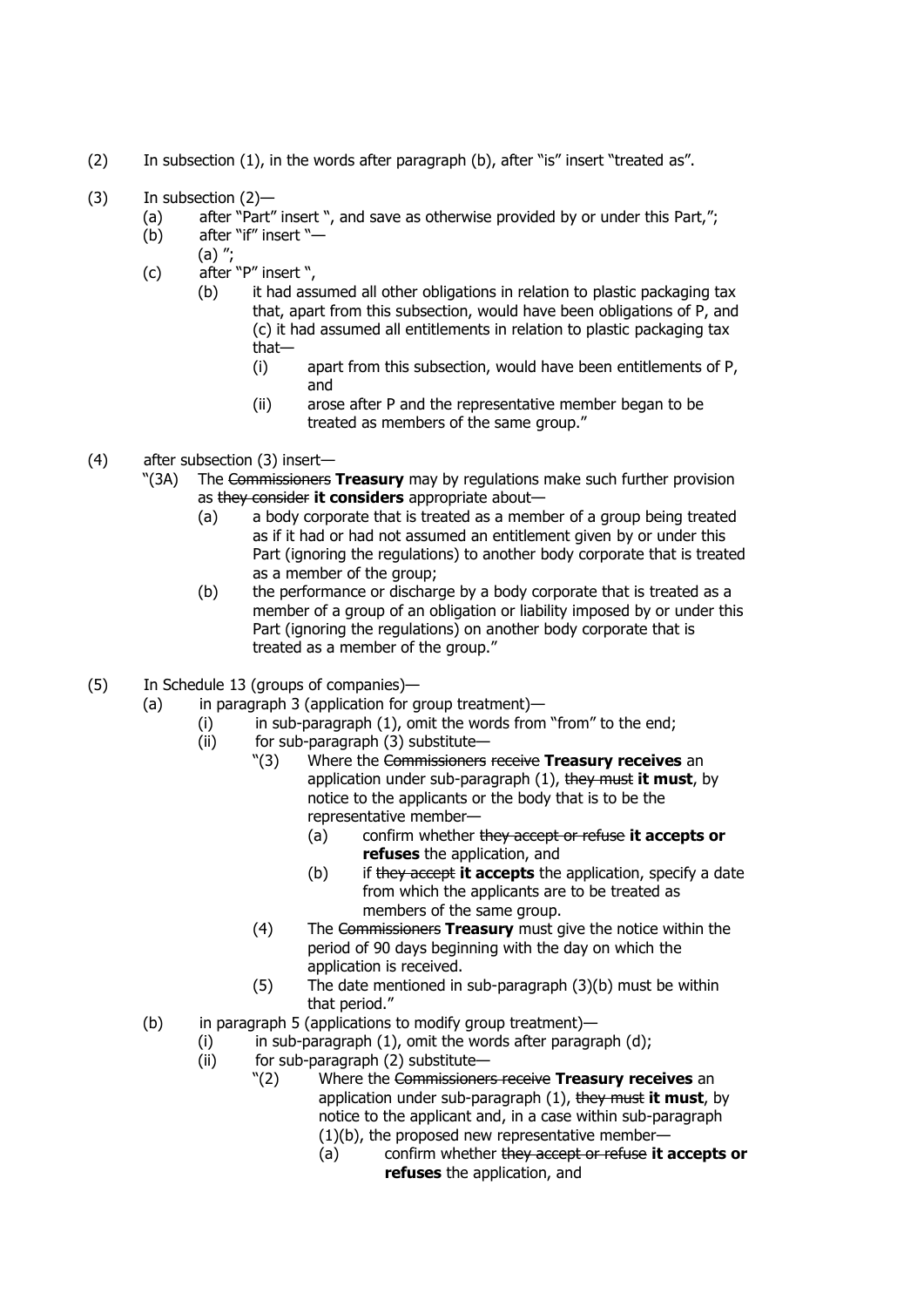(2) In subsection (1), in the words after paragraph (b), after "is" insert "treated as".

(3) In subsection (2)—

   (a) after "Part" insert ", and save as otherwise provided by or under this Part,";

   (b) after "if" insert "—
   (a) ";

   (c) after "P" insert ",

      (b) it had assumed all other obligations in relation to plastic packaging tax that, apart from this subsection, would have been obligations of P, and
      (c) it had assumed all entitlements in relation to plastic packaging tax that—

         (i) apart from this subsection, would have been entitlements of P, and

         (ii) arose after P and the representative member began to be treated as members of the same group."

(4) after subsection (3) insert—

   "(3A) The ~~Commissioners~~ **Treasury** may by regulations make such further provision as ~~they consider~~ **it considers** appropriate about—

      (a) a body corporate that is treated as a member of a group being treated as if it had or had not assumed an entitlement given by or under this Part (ignoring the regulations) to another body corporate that is treated as a member of the group;

      (b) the performance or discharge by a body corporate that is treated as a member of a group of an obligation or liability imposed by or under this Part (ignoring the regulations) on another body corporate that is treated as a member of the group."

(5) In Schedule 13 (groups of companies)—

   (a) in paragraph 3 (application for group treatment)—

      (i) in sub-paragraph (1), omit the words from "from" to the end;

      (ii) for sub-paragraph (3) substitute—

         "(3) Where the ~~Commissioners receive~~ **Treasury receives** an application under sub-paragraph (1), ~~they must~~ **it must**, by notice to the applicants or the body that is to be the representative member—

            (a) confirm whether ~~they accept or refuse~~ **it accepts or refuses** the application, and

            (b) if ~~they accept~~ **it accepts** the application, specify a date from which the applicants are to be treated as members of the same group.

         (4) The ~~Commissioners~~ **Treasury** must give the notice within the period of 90 days beginning with the day on which the application is received.

         (5) The date mentioned in sub-paragraph (3)(b) must be within that period."

   (b) in paragraph 5 (applications to modify group treatment)—

      (i) in sub-paragraph (1), omit the words after paragraph (d);

      (ii) for sub-paragraph (2) substitute—

         "(2) Where the ~~Commissioners receive~~ **Treasury receives** an application under sub-paragraph (1), ~~they must~~ **it must**, by notice to the applicant and, in a case within sub-paragraph (1)(b), the proposed new representative member—

            (a) confirm whether ~~they accept or refuse~~ **it accepts or refuses** the application, and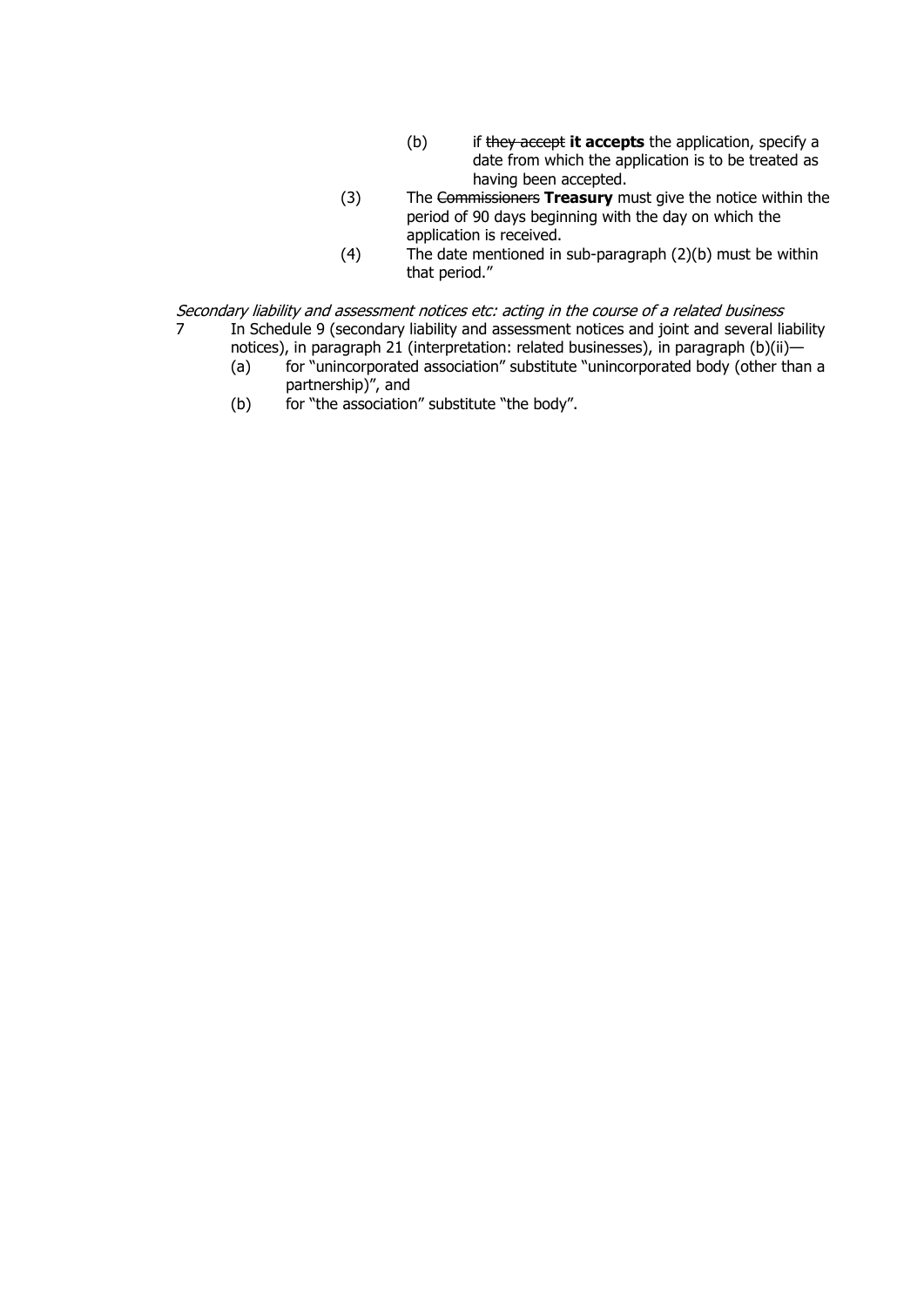(b) if ~~they accept~~ **it accepts** the application, specify a date from which the application is to be treated as having been accepted.

(3) The ~~Commissioners~~ **Treasury** must give the notice within the period of 90 days beginning with the day on which the application is received.

(4) The date mentioned in sub-paragraph (2)(b) must be within that period."

*Secondary liability and assessment notices etc: acting in the course of a related business*

7 In Schedule 9 (secondary liability and assessment notices and joint and several liability notices), in paragraph 21 (interpretation: related businesses), in paragraph (b)(ii)—

(a) for "unincorporated association" substitute "unincorporated body (other than a partnership)", and

(b) for "the association" substitute "the body".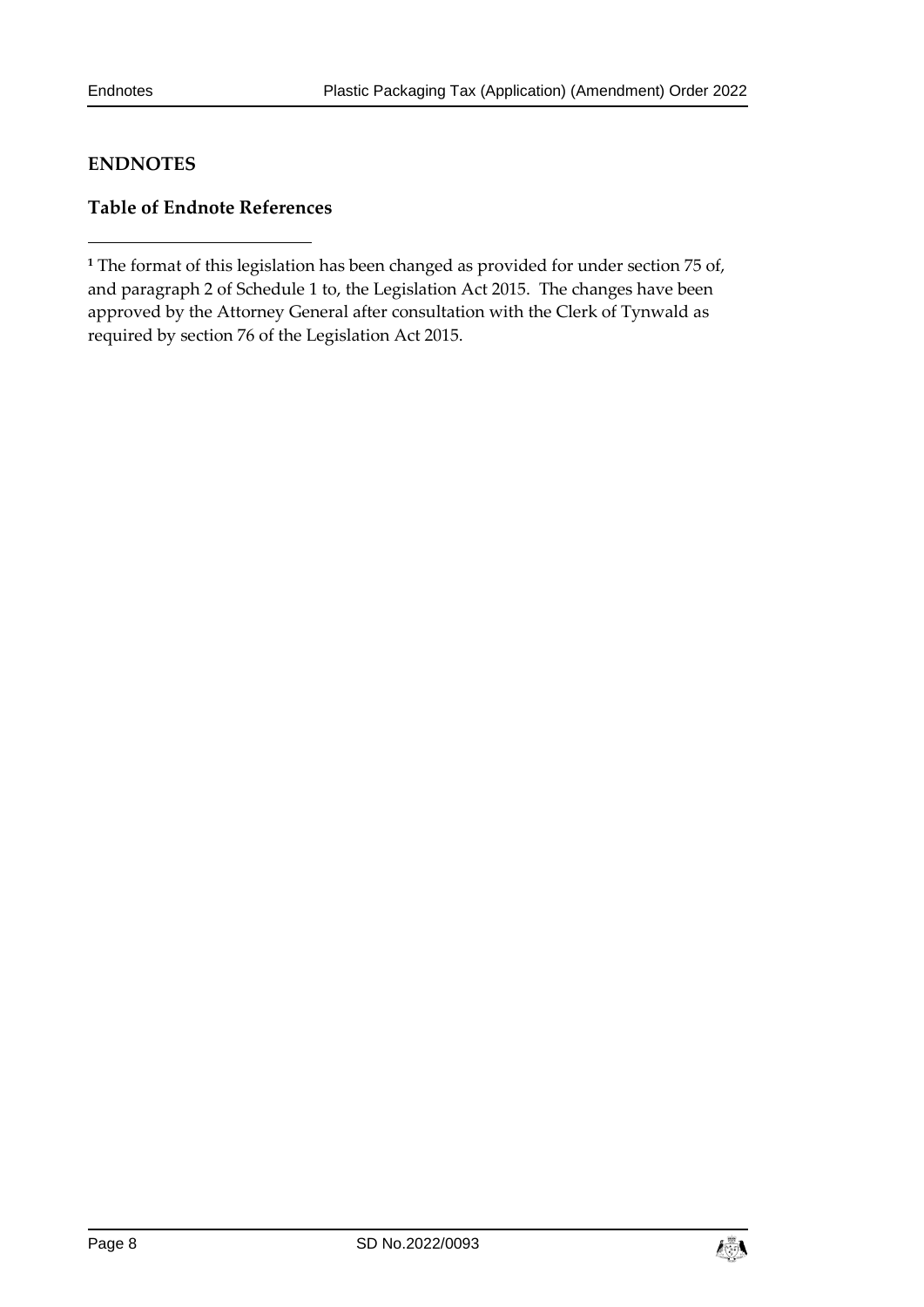## ENDNOTES

### Table of Endnote References

[1] The format of this legislation has been changed as provided for under section 75 of, and paragraph 2 of Schedule 1 to, the Legislation Act 2015. The changes have been approved by the Attorney General after consultation with the Clerk of Tynwald as required by section 76 of the Legislation Act 2015.